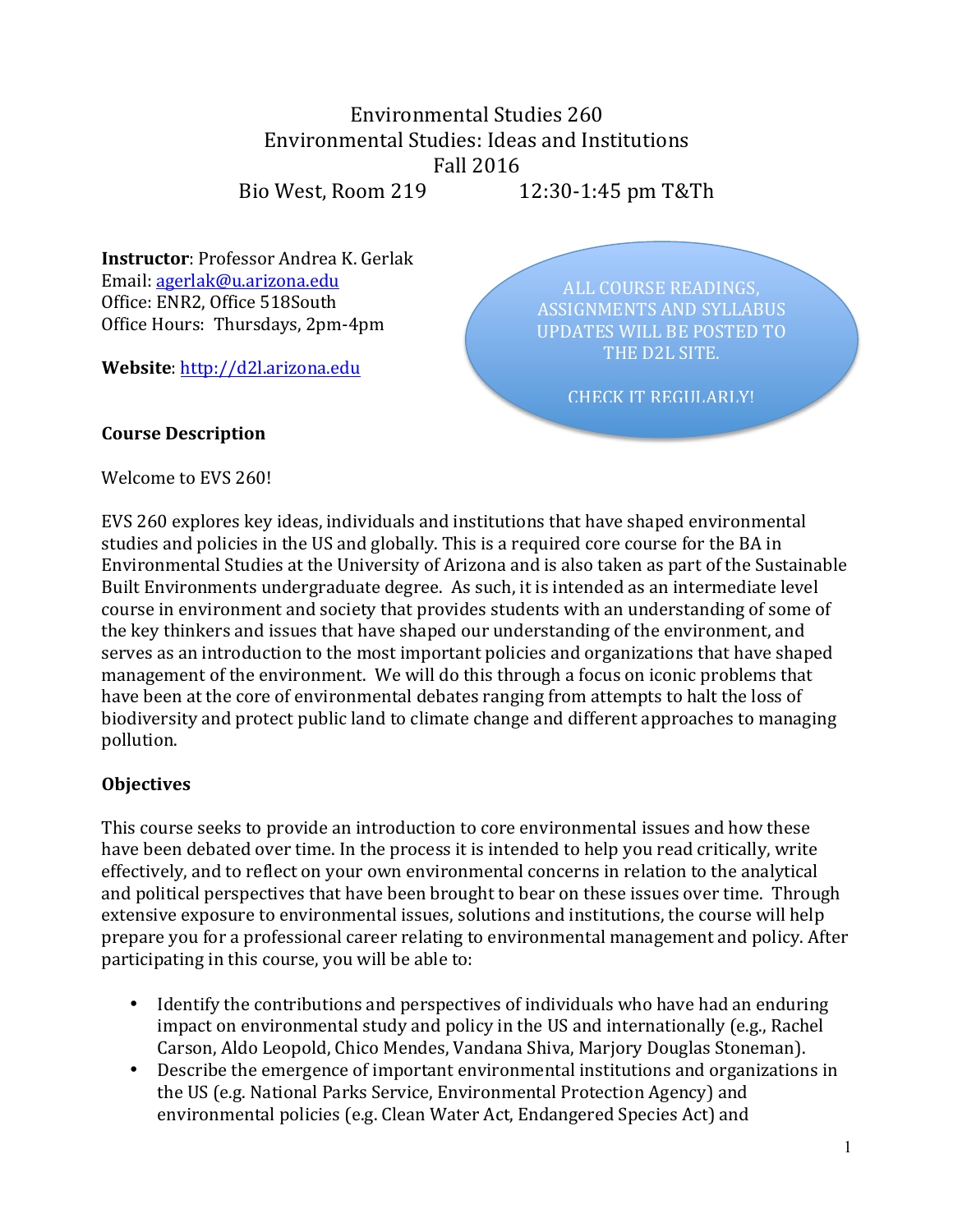# Environmental Studies 260
# Environmental Studies: Ideas and Institutions
# Fall 2016

Bio West, Room 219 12:30-1:45 pm T&Th

**Instructor**: Professor Andrea K. Gerlak
Email: agerlak@u.arizona.edu
Office: ENR2, Office 518South
Office Hours: Thursdays, 2pm-4pm

**Website**: http://d2l.arizona.edu

ALL COURSE READINGS, ASSIGNMENTS AND SYLLABUS UPDATES WILL BE POSTED TO THE D2L SITE.

CHECK IT REGULARLY!

## Course Description

Welcome to EVS 260!

EVS 260 explores key ideas, individuals and institutions that have shaped environmental studies and policies in the US and globally. This is a required core course for the BA in Environmental Studies at the University of Arizona and is also taken as part of the Sustainable Built Environments undergraduate degree. As such, it is intended as an intermediate level course in environment and society that provides students with an understanding of some of the key thinkers and issues that have shaped our understanding of the environment, and serves as an introduction to the most important policies and organizations that have shaped management of the environment. We will do this through a focus on iconic problems that have been at the core of environmental debates ranging from attempts to halt the loss of biodiversity and protect public land to climate change and different approaches to managing pollution.

## Objectives

This course seeks to provide an introduction to core environmental issues and how these have been debated over time. In the process it is intended to help you read critically, write effectively, and to reflect on your own environmental concerns in relation to the analytical and political perspectives that have been brought to bear on these issues over time. Through extensive exposure to environmental issues, solutions and institutions, the course will help prepare you for a professional career relating to environmental management and policy. After participating in this course, you will be able to:

- Identify the contributions and perspectives of individuals who have had an enduring impact on environmental study and policy in the US and internationally (e.g., Rachel Carson, Aldo Leopold, Chico Mendes, Vandana Shiva, Marjory Douglas Stoneman).
- Describe the emergence of important environmental institutions and organizations in the US (e.g. National Parks Service, Environmental Protection Agency) and environmental policies (e.g. Clean Water Act, Endangered Species Act) and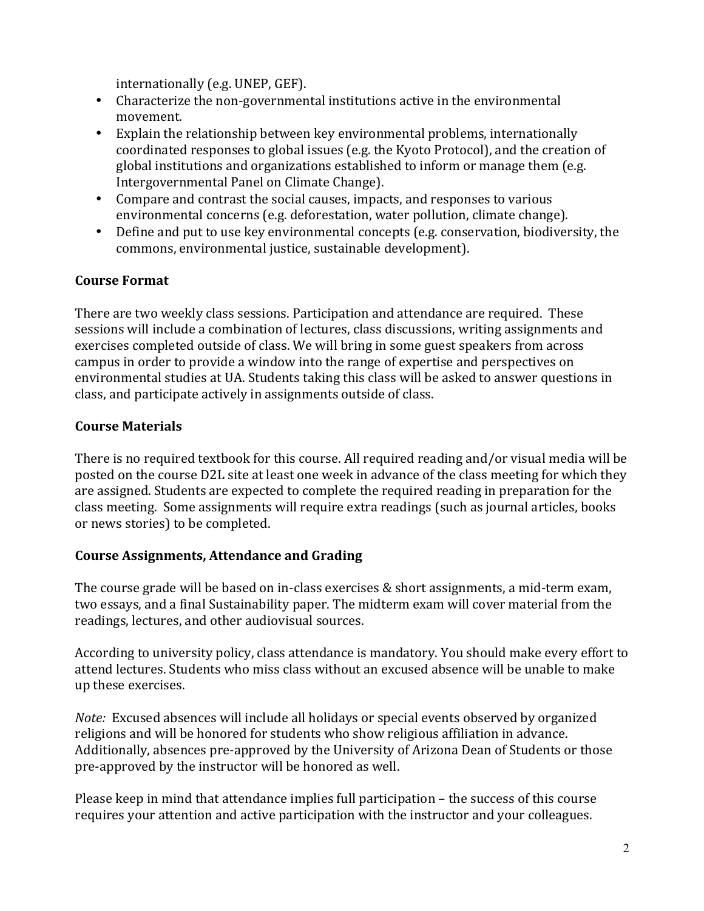internationally (e.g. UNEP, GEF).

- Characterize the non-governmental institutions active in the environmental movement.
- Explain the relationship between key environmental problems, internationally coordinated responses to global issues (e.g. the Kyoto Protocol), and the creation of global institutions and organizations established to inform or manage them (e.g. Intergovernmental Panel on Climate Change).
- Compare and contrast the social causes, impacts, and responses to various environmental concerns (e.g. deforestation, water pollution, climate change).
- Define and put to use key environmental concepts (e.g. conservation, biodiversity, the commons, environmental justice, sustainable development).

**Course Format**

There are two weekly class sessions. Participation and attendance are required. These sessions will include a combination of lectures, class discussions, writing assignments and exercises completed outside of class. We will bring in some guest speakers from across campus in order to provide a window into the range of expertise and perspectives on environmental studies at UA. Students taking this class will be asked to answer questions in class, and participate actively in assignments outside of class.

**Course Materials**

There is no required textbook for this course. All required reading and/or visual media will be posted on the course D2L site at least one week in advance of the class meeting for which they are assigned. Students are expected to complete the required reading in preparation for the class meeting. Some assignments will require extra readings (such as journal articles, books or news stories) to be completed.

**Course Assignments, Attendance and Grading**

The course grade will be based on in-class exercises & short assignments, a mid-term exam, two essays, and a final Sustainability paper. The midterm exam will cover material from the readings, lectures, and other audiovisual sources.

According to university policy, class attendance is mandatory. You should make every effort to attend lectures. Students who miss class without an excused absence will be unable to make up these exercises.

*Note:* Excused absences will include all holidays or special events observed by organized religions and will be honored for students who show religious affiliation in advance. Additionally, absences pre-approved by the University of Arizona Dean of Students or those pre-approved by the instructor will be honored as well.

Please keep in mind that attendance implies full participation – the success of this course requires your attention and active participation with the instructor and your colleagues.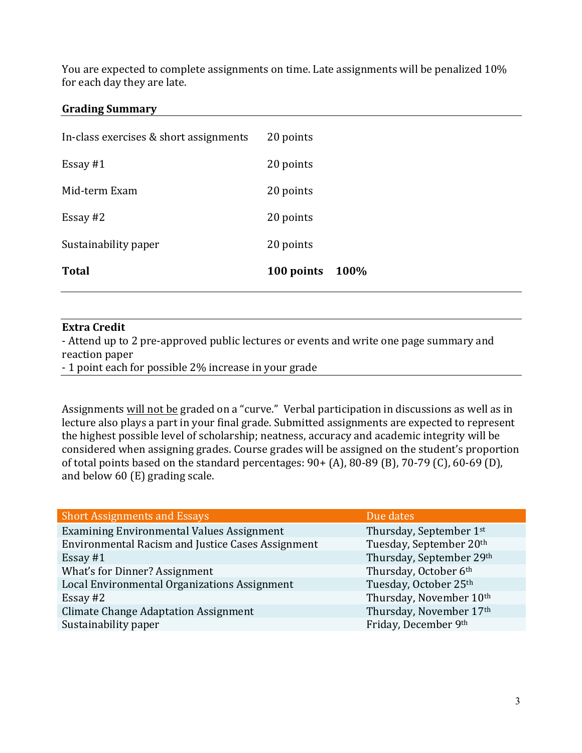You are expected to complete assignments on time. Late assignments will be penalized 10% for each day they are late.

**Grading Summary**

| | | |
|---|---|---|
| In-class exercises & short assignments | 20 points | |
| Essay #1 | 20 points | |
| Mid-term Exam | 20 points | |
| Essay #2 | 20 points | |
| Sustainability paper | 20 points | |
| **Total** | **100 points** | **100%** |

**Extra Credit**

- Attend up to 2 pre-approved public lectures or events and write one page summary and reaction paper
- 1 point each for possible 2% increase in your grade

Assignments <u>will not be</u> graded on a "curve." Verbal participation in discussions as well as in lecture also plays a part in your final grade. Submitted assignments are expected to represent the highest possible level of scholarship; neatness, accuracy and academic integrity will be considered when assigning grades. Course grades will be assigned on the student's proportion of total points based on the standard percentages: 90+ (A), 80-89 (B), 70-79 (C), 60-69 (D), and below 60 (E) grading scale.

| Short Assignments and Essays | Due dates |
|---|---|
| Examining Environmental Values Assignment | Thursday, September 1st |
| Environmental Racism and Justice Cases Assignment | Tuesday, September 20th |
| Essay #1 | Thursday, September 29th |
| What's for Dinner? Assignment | Thursday, October 6th |
| Local Environmental Organizations Assignment | Tuesday, October 25th |
| Essay #2 | Thursday, November 10th |
| Climate Change Adaptation Assignment | Thursday, November 17th |
| Sustainability paper | Friday, December 9th |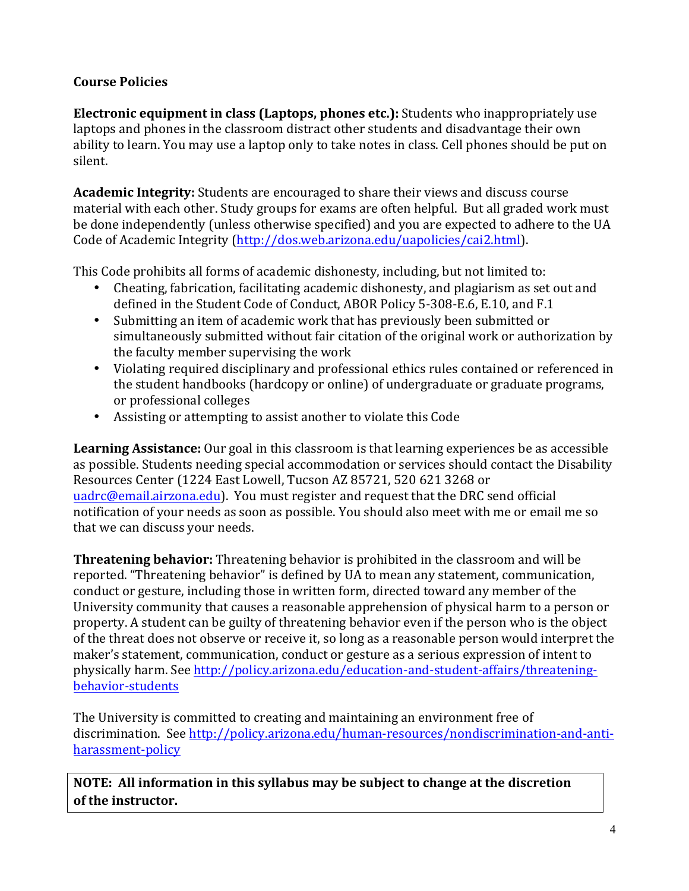**Course Policies**

**Electronic equipment in class (Laptops, phones etc.):** Students who inappropriately use laptops and phones in the classroom distract other students and disadvantage their own ability to learn. You may use a laptop only to take notes in class. Cell phones should be put on silent.

**Academic Integrity:** Students are encouraged to share their views and discuss course material with each other. Study groups for exams are often helpful. But all graded work must be done independently (unless otherwise specified) and you are expected to adhere to the UA Code of Academic Integrity (http://dos.web.arizona.edu/uapolicies/cai2.html).

This Code prohibits all forms of academic dishonesty, including, but not limited to:

- Cheating, fabrication, facilitating academic dishonesty, and plagiarism as set out and defined in the Student Code of Conduct, ABOR Policy 5-308-E.6, E.10, and F.1
- Submitting an item of academic work that has previously been submitted or simultaneously submitted without fair citation of the original work or authorization by the faculty member supervising the work
- Violating required disciplinary and professional ethics rules contained or referenced in the student handbooks (hardcopy or online) of undergraduate or graduate programs, or professional colleges
- Assisting or attempting to assist another to violate this Code

**Learning Assistance:** Our goal in this classroom is that learning experiences be as accessible as possible. Students needing special accommodation or services should contact the Disability Resources Center (1224 East Lowell, Tucson AZ 85721, 520 621 3268 or uadrc@email.airzona.edu). You must register and request that the DRC send official notification of your needs as soon as possible. You should also meet with me or email me so that we can discuss your needs.

**Threatening behavior:** Threatening behavior is prohibited in the classroom and will be reported. "Threatening behavior" is defined by UA to mean any statement, communication, conduct or gesture, including those in written form, directed toward any member of the University community that causes a reasonable apprehension of physical harm to a person or property. A student can be guilty of threatening behavior even if the person who is the object of the threat does not observe or receive it, so long as a reasonable person would interpret the maker's statement, communication, conduct or gesture as a serious expression of intent to physically harm. See http://policy.arizona.edu/education-and-student-affairs/threatening-behavior-students

The University is committed to creating and maintaining an environment free of discrimination. See http://policy.arizona.edu/human-resources/nondiscrimination-and-anti-harassment-policy

**NOTE: All information in this syllabus may be subject to change at the discretion of the instructor.**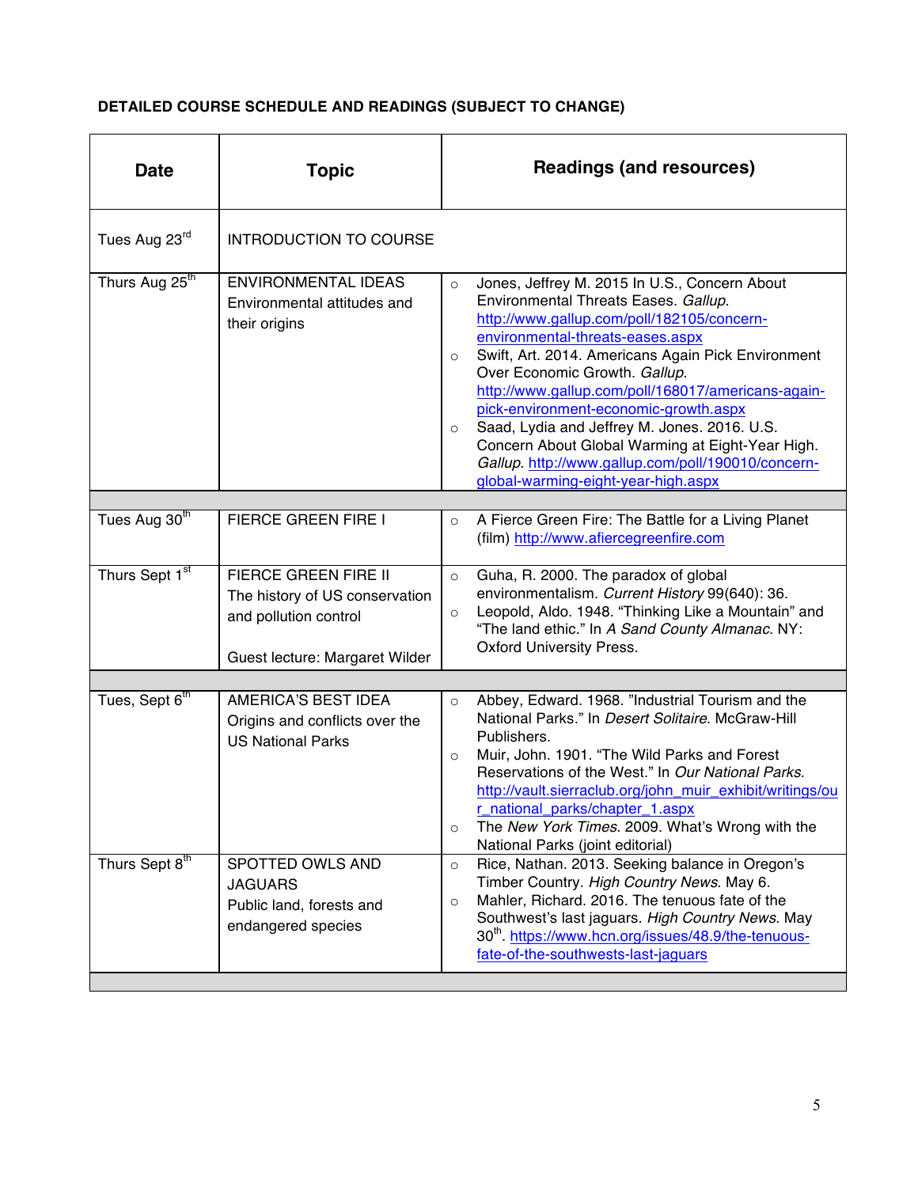**DETAILED COURSE SCHEDULE AND READINGS (SUBJECT TO CHANGE)**

| Date | Topic | Readings (and resources) |
|---|---|---|
| Tues Aug 23rd | INTRODUCTION TO COURSE | |
| Thurs Aug 25th | ENVIRONMENTAL IDEAS<br>Environmental attitudes and their origins | ○ Jones, Jeffrey M. 2015 In U.S., Concern About Environmental Threats Eases. *Gallup.* http://www.gallup.com/poll/182105/concern-environmental-threats-eases.aspx<br>○ Swift, Art. 2014. Americans Again Pick Environment Over Economic Growth. *Gallup.* http://www.gallup.com/poll/168017/americans-again-pick-environment-economic-growth.aspx<br>○ Saad, Lydia and Jeffrey M. Jones. 2016. U.S. Concern About Global Warming at Eight-Year High. *Gallup.* http://www.gallup.com/poll/190010/concern-global-warming-eight-year-high.aspx |
| | | |
| Tues Aug 30th | FIERCE GREEN FIRE I | ○ A Fierce Green Fire: The Battle for a Living Planet (film) http://www.afiercegreenfire.com |
| Thurs Sept 1st | FIERCE GREEN FIRE II<br>The history of US conservation and pollution control<br><br>Guest lecture: Margaret Wilder | ○ Guha, R. 2000. The paradox of global environmentalism. *Current History* 99(640): 36.<br>○ Leopold, Aldo. 1948. "Thinking Like a Mountain" and "The land ethic." In *A Sand County Almanac*. NY: Oxford University Press. |
| | | |
| Tues, Sept 6th | AMERICA'S BEST IDEA<br>Origins and conflicts over the US National Parks | ○ Abbey, Edward. 1968. "Industrial Tourism and the National Parks." In *Desert Solitaire*. McGraw-Hill Publishers.<br>○ Muir, John. 1901. "The Wild Parks and Forest Reservations of the West." In *Our National Parks*. http://vault.sierraclub.org/john_muir_exhibit/writings/our_national_parks/chapter_1.aspx<br>○ The *New York Times*. 2009. What's Wrong with the National Parks (joint editorial) |
| Thurs Sept 8th | SPOTTED OWLS AND JAGUARS<br>Public land, forests and endangered species | ○ Rice, Nathan. 2013. Seeking balance in Oregon's Timber Country. *High Country News.* May 6.<br>○ Mahler, Richard. 2016. The tenuous fate of the Southwest's last jaguars. *High Country News*. May 30th. https://www.hcn.org/issues/48.9/the-tenuous-fate-of-the-southwests-last-jaguars |
| | | |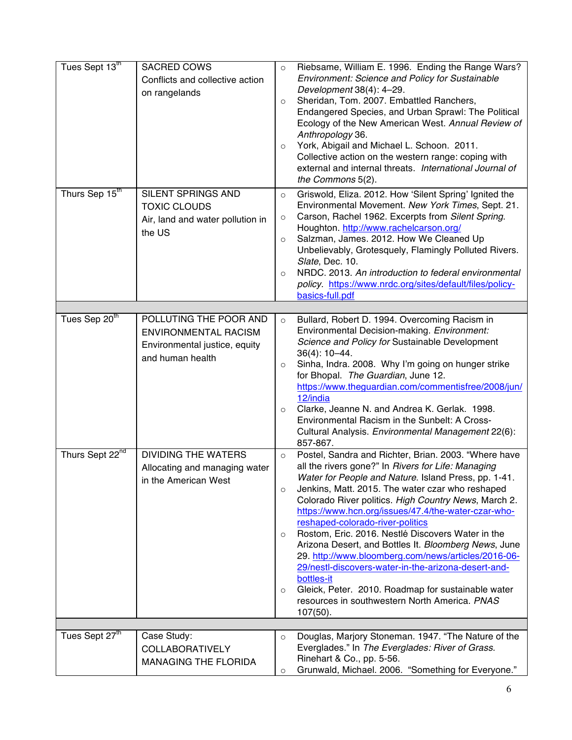| | | |
|---|---|---|
| Tues Sept 13th | SACRED COWS<br>Conflicts and collective action on rangelands | ○ Riebsame, William E. 1996. Ending the Range Wars? *Environment: Science and Policy for Sustainable Development* 38(4): 4–29.<br>○ Sheridan, Tom. 2007. Embattled Ranchers, Endangered Species, and Urban Sprawl: The Political Ecology of the New American West. *Annual Review of Anthropology* 36.<br>○ York, Abigail and Michael L. Schoon. 2011. Collective action on the western range: coping with external and internal threats. *International Journal of the Commons* 5(2). |
| Thurs Sep 15th | SILENT SPRINGS AND TOXIC CLOUDS<br>Air, land and water pollution in the US | ○ Griswold, Eliza. 2012. How 'Silent Spring' Ignited the Environmental Movement. *New York Times*, Sept. 21.<br>○ Carson, Rachel 1962. Excerpts from *Silent Spring*. Houghton. http://www.rachelcarson.org/<br>○ Salzman, James. 2012. How We Cleaned Up Unbelievably, Grotesquely, Flamingly Polluted Rivers. *Slate*, Dec. 10.<br>○ NRDC. 2013. *An introduction to federal environmental policy.* https://www.nrdc.org/sites/default/files/policy-basics-full.pdf |
| | | |
| Tues Sep 20th | POLLUTING THE POOR AND ENVIRONMENTAL RACISM<br>Environmental justice, equity and human health | ○ Bullard, Robert D. 1994. Overcoming Racism in Environmental Decision-making. *Environment: Science and Policy for* Sustainable Development 36(4): 10–44.<br>○ Sinha, Indra. 2008. Why I'm going on hunger strike for Bhopal. *The Guardian*, June 12. https://www.theguardian.com/commentisfree/2008/jun/12/india<br>○ Clarke, Jeanne N. and Andrea K. Gerlak. 1998. Environmental Racism in the Sunbelt: A Cross-Cultural Analysis. *Environmental Management* 22(6): 857-867. |
| Thurs Sept 22nd | DIVIDING THE WATERS<br>Allocating and managing water in the American West | ○ Postel, Sandra and Richter, Brian. 2003. "Where have all the rivers gone?" In *Rivers for Life: Managing Water for People and Nature*. Island Press, pp. 1-41.<br>○ Jenkins, Matt. 2015. The water czar who reshaped Colorado River politics. *High Country News*, March 2. https://www.hcn.org/issues/47.4/the-water-czar-who-reshaped-colorado-river-politics<br>○ Rostom, Eric. 2016. Nestlé Discovers Water in the Arizona Desert, and Bottles It. *Bloomberg News*, June 29. http://www.bloomberg.com/news/articles/2016-06-29/nestl-discovers-water-in-the-arizona-desert-and-bottles-it<br>○ Gleick, Peter. 2010. Roadmap for sustainable water resources in southwestern North America. *PNAS* 107(50). |
| | | |
| Tues Sept 27th | Case Study:<br>COLLABORATIVELY MANAGING THE FLORIDA | ○ Douglas, Marjory Stoneman. 1947. "The Nature of the Everglades." In *The Everglades: River of Grass*. Rinehart & Co., pp. 5-56.<br>○ Grunwald, Michael. 2006. "Something for Everyone." |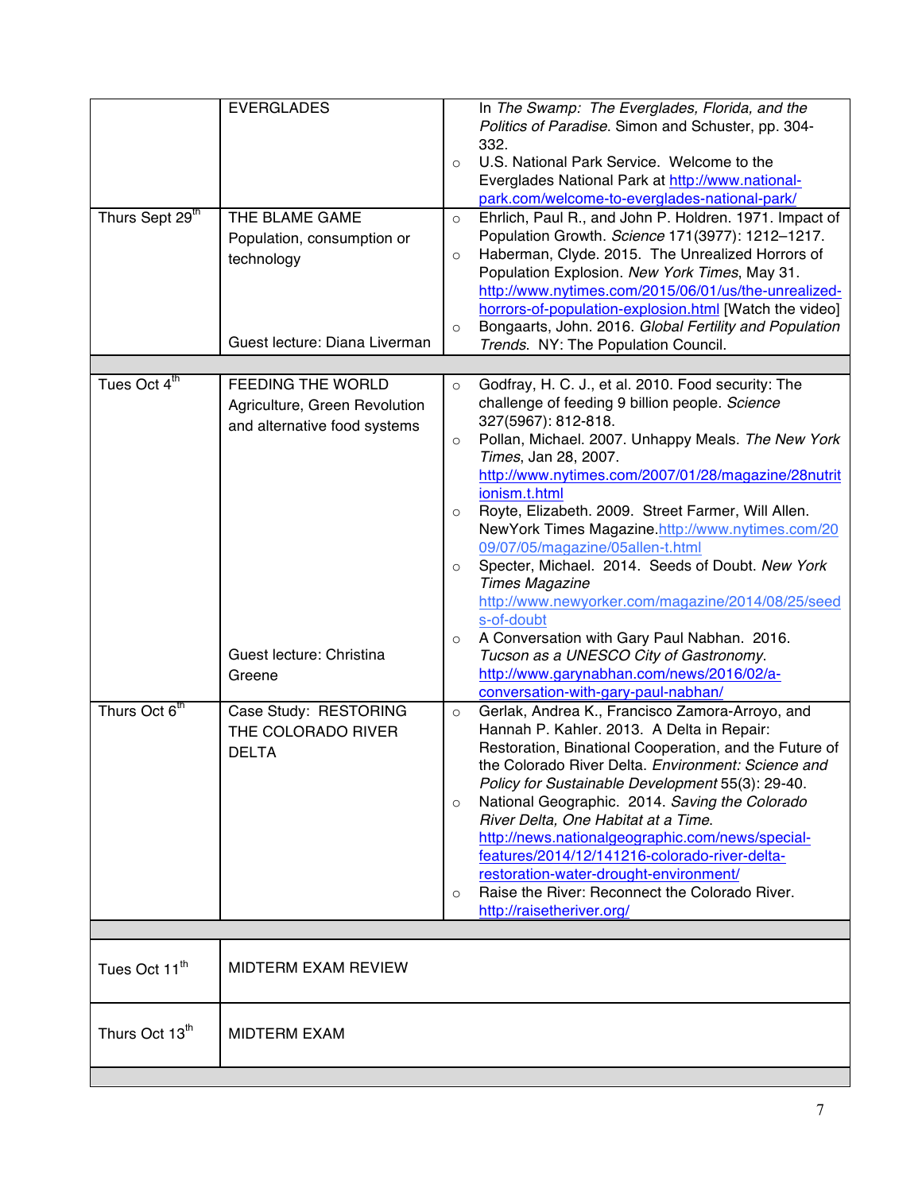| | | |
|---|---|---|
| | EVERGLADES | In *The Swamp: The Everglades, Florida, and the Politics of Paradise*. Simon and Schuster, pp. 304-332.<br>○ U.S. National Park Service. Welcome to the Everglades National Park at http://www.national-park.com/welcome-to-everglades-national-park/ |
| Thurs Sept 29th | THE BLAME GAME<br>Population, consumption or technology<br><br>Guest lecture: Diana Liverman | ○ Ehrlich, Paul R., and John P. Holdren. 1971. Impact of Population Growth. *Science* 171(3977): 1212–1217.<br>○ Haberman, Clyde. 2015. The Unrealized Horrors of Population Explosion. *New York Times*, May 31. http://www.nytimes.com/2015/06/01/us/the-unrealized-horrors-of-population-explosion.html [Watch the video]<br>○ Bongaarts, John. 2016. *Global Fertility and Population Trends*. NY: The Population Council. |
| | | |
| Tues Oct 4th | FEEDING THE WORLD<br>Agriculture, Green Revolution and alternative food systems<br><br>Guest lecture: Christina Greene | ○ Godfray, H. C. J., et al. 2010. Food security: The challenge of feeding 9 billion people. *Science* 327(5967): 812-818.<br>○ Pollan, Michael. 2007. Unhappy Meals. *The New York Times*, Jan 28, 2007. http://www.nytimes.com/2007/01/28/magazine/28nutritionism.t.html<br>○ Royte, Elizabeth. 2009. Street Farmer, Will Allen. NewYork Times Magazine.http://www.nytimes.com/2009/07/05/magazine/05allen-t.html<br>○ Specter, Michael. 2014. Seeds of Doubt. *New York Times Magazine* http://www.newyorker.com/magazine/2014/08/25/seeds-of-doubt<br>○ A Conversation with Gary Paul Nabhan. 2016. *Tucson as a UNESCO City of Gastronomy*. http://www.garynabhan.com/news/2016/02/a-conversation-with-gary-paul-nabhan/ |
| Thurs Oct 6th | Case Study: RESTORING THE COLORADO RIVER DELTA | ○ Gerlak, Andrea K., Francisco Zamora-Arroyo, and Hannah P. Kahler. 2013. A Delta in Repair: Restoration, Binational Cooperation, and the Future of the Colorado River Delta. *Environment: Science and Policy for Sustainable Development* 55(3): 29-40.<br>○ National Geographic. 2014. *Saving the Colorado River Delta, One Habitat at a Time*. http://news.nationalgeographic.com/news/special-features/2014/12/141216-colorado-river-delta-restoration-water-drought-environment/<br>○ Raise the River: Reconnect the Colorado River. http://raisetheriver.org/ |
| | | |
| Tues Oct 11th | MIDTERM EXAM REVIEW | |
| Thurs Oct 13th | MIDTERM EXAM | |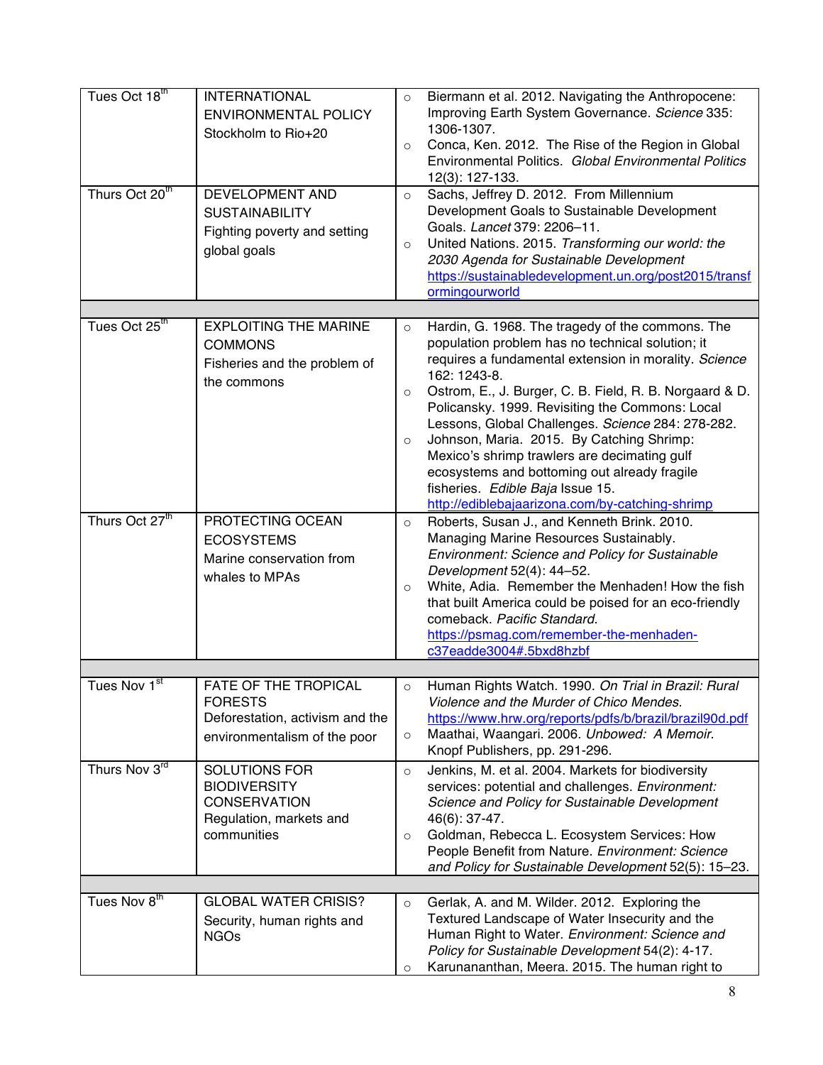| | | |
|---|---|---|
| Tues Oct 18th | INTERNATIONAL ENVIRONMENTAL POLICY<br>Stockholm to Rio+20 | ○ Biermann et al. 2012. Navigating the Anthropocene: Improving Earth System Governance. *Science* 335: 1306-1307.<br>○ Conca, Ken. 2012. The Rise of the Region in Global Environmental Politics. *Global Environmental Politics* 12(3): 127-133. |
| Thurs Oct 20th | DEVELOPMENT AND SUSTAINABILITY<br>Fighting poverty and setting global goals | ○ Sachs, Jeffrey D. 2012. From Millennium Development Goals to Sustainable Development Goals. *Lancet* 379: 2206–11.<br>○ United Nations. 2015. *Transforming our world: the 2030 Agenda for Sustainable Development* https://sustainabledevelopment.un.org/post2015/transformingourworld |
| | | |
| Tues Oct 25th | EXPLOITING THE MARINE COMMONS<br>Fisheries and the problem of the commons | ○ Hardin, G. 1968. The tragedy of the commons. The population problem has no technical solution; it requires a fundamental extension in morality. *Science* 162: 1243-8.<br>○ Ostrom, E., J. Burger, C. B. Field, R. B. Norgaard & D. Policansky. 1999. Revisiting the Commons: Local Lessons, Global Challenges. *Science* 284: 278-282.<br>○ Johnson, Maria. 2015. By Catching Shrimp: Mexico's shrimp trawlers are decimating gulf ecosystems and bottoming out already fragile fisheries. *Edible Baja* Issue 15. http://ediblebajaarizona.com/by-catching-shrimp |
| Thurs Oct 27th | PROTECTING OCEAN ECOSYSTEMS<br>Marine conservation from whales to MPAs | ○ Roberts, Susan J., and Kenneth Brink. 2010. Managing Marine Resources Sustainably. *Environment: Science and Policy for Sustainable Development* 52(4): 44–52.<br>○ White, Adia. Remember the Menhaden! How the fish that built America could be poised for an eco-friendly comeback. *Pacific Standard.* https://psmag.com/remember-the-menhaden-c37eadde3004#.5bxd8hzbf |
| | | |
| Tues Nov 1st | FATE OF THE TROPICAL FORESTS<br>Deforestation, activism and the environmentalism of the poor | ○ Human Rights Watch. 1990. *On Trial in Brazil: Rural Violence and the Murder of Chico Mendes.* https://www.hrw.org/reports/pdfs/b/brazil/brazil90d.pdf<br>○ Maathai, Waangari. 2006. *Unbowed: A Memoir.* Knopf Publishers, pp. 291-296. |
| Thurs Nov 3rd | SOLUTIONS FOR BIODIVERSITY CONSERVATION<br>Regulation, markets and communities | ○ Jenkins, M. et al. 2004. Markets for biodiversity services: potential and challenges. *Environment: Science and Policy for Sustainable Development* 46(6): 37-47.<br>○ Goldman, Rebecca L. Ecosystem Services: How People Benefit from Nature. *Environment: Science and Policy for Sustainable Development* 52(5): 15–23. |
| | | |
| Tues Nov 8th | GLOBAL WATER CRISIS?<br>Security, human rights and NGOs | ○ Gerlak, A. and M. Wilder. 2012. Exploring the Textured Landscape of Water Insecurity and the Human Right to Water. *Environment: Science and Policy for Sustainable Development* 54(2): 4-17.<br>○ Karunananthan, Meera. 2015. The human right to |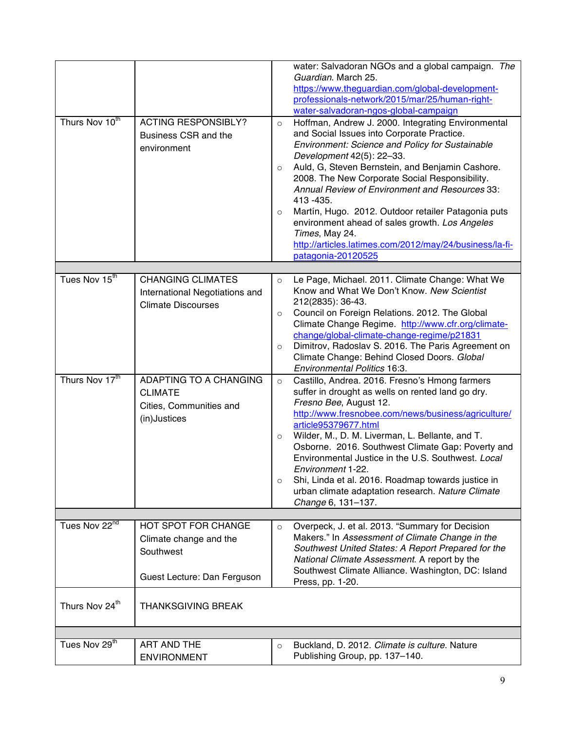| | | |
|---|---|---|
| | | water: Salvadoran NGOs and a global campaign. *The Guardian*. March 25. https://www.theguardian.com/global-development-professionals-network/2015/mar/25/human-right-water-salvadoran-ngos-global-campaign |
| Thurs Nov 10th | ACTING RESPONSIBLY? Business CSR and the environment | ○ Hoffman, Andrew J. 2000. Integrating Environmental and Social Issues into Corporate Practice. *Environment: Science and Policy for Sustainable Development* 42(5): 22–33.<br>○ Auld, G, Steven Bernstein, and Benjamin Cashore. 2008. The New Corporate Social Responsibility. *Annual Review of Environment and Resources* 33: 413 -435.<br>○ Martín, Hugo. 2012. Outdoor retailer Patagonia puts environment ahead of sales growth. *Los Angeles Times*, May 24. http://articles.latimes.com/2012/may/24/business/la-fi-patagonia-20120525 |
| | | |
| Tues Nov 15th | CHANGING CLIMATES International Negotiations and Climate Discourses | ○ Le Page, Michael. 2011. Climate Change: What We Know and What We Don't Know. *New Scientist* 212(2835): 36-43.<br>○ Council on Foreign Relations. 2012. The Global Climate Change Regime. http://www.cfr.org/climate-change/global-climate-change-regime/p21831<br>○ Dimitrov, Radoslav S. 2016. The Paris Agreement on Climate Change: Behind Closed Doors. *Global Environmental Politics* 16:3. |
| Thurs Nov 17th | ADAPTING TO A CHANGING CLIMATE Cities, Communities and (in)Justices | ○ Castillo, Andrea. 2016. Fresno's Hmong farmers suffer in drought as wells on rented land go dry. *Fresno Bee*, August 12. http://www.fresnobee.com/news/business/agriculture/article95379677.html<br>○ Wilder, M., D. M. Liverman, L. Bellante, and T. Osborne. 2016. Southwest Climate Gap: Poverty and Environmental Justice in the U.S. Southwest. *Local Environment* 1-22.<br>○ Shi, Linda et al. 2016. Roadmap towards justice in urban climate adaptation research. *Nature Climate Change* 6, 131–137. |
| | | |
| Tues Nov 22nd | HOT SPOT FOR CHANGE Climate change and the Southwest<br><br>Guest Lecture: Dan Ferguson | ○ Overpeck, J. et al. 2013. "Summary for Decision Makers." In *Assessment of Climate Change in the Southwest United States: A Report Prepared for the National Climate Assessment*. A report by the Southwest Climate Alliance. Washington, DC: Island Press, pp. 1-20. |
| Thurs Nov 24th | THANKSGIVING BREAK | |
| | | |
| Tues Nov 29th | ART AND THE ENVIRONMENT | ○ Buckland, D. 2012. *Climate is culture*. Nature Publishing Group, pp. 137–140. |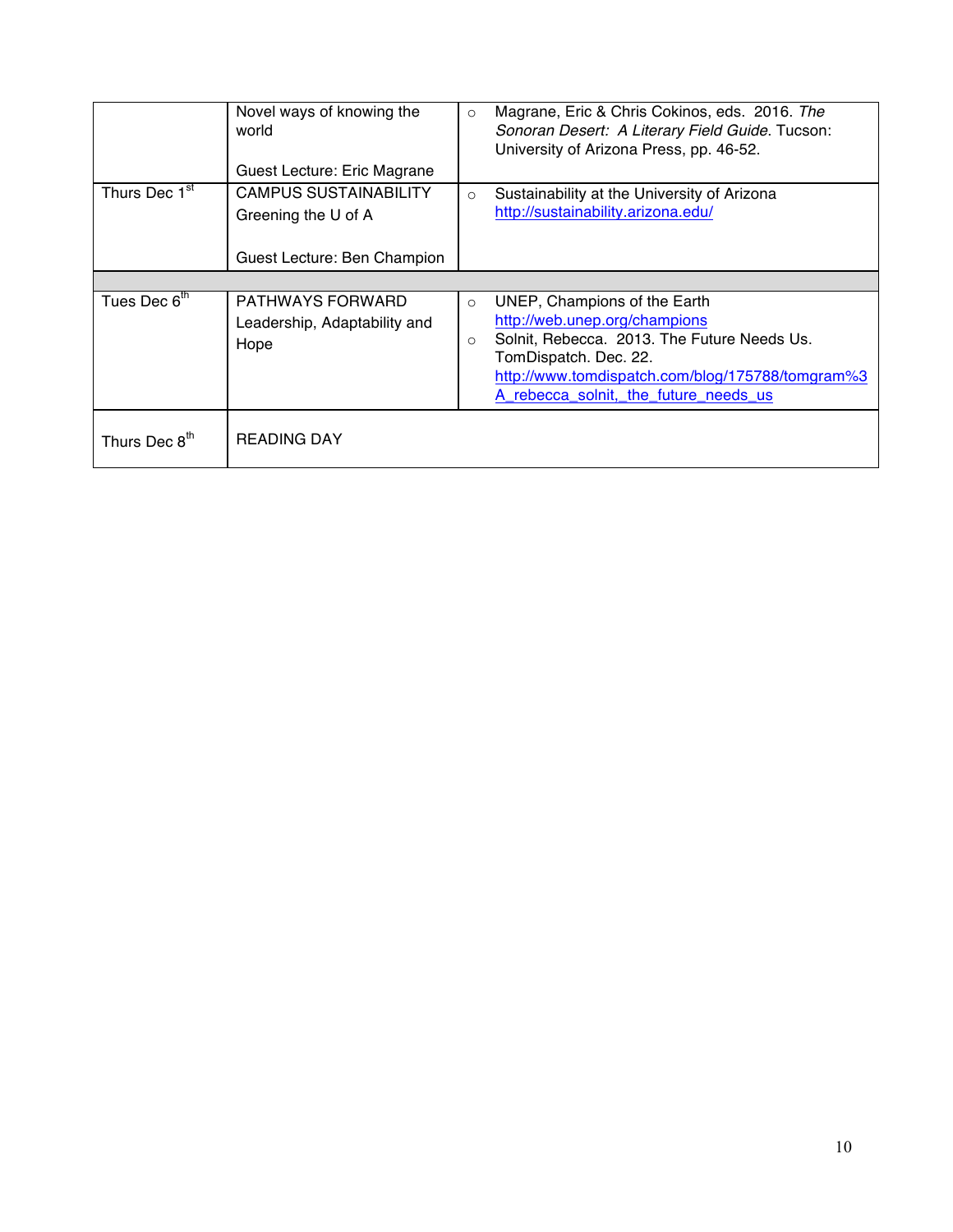| | | |
|---|---|---|
| | Novel ways of knowing the world<br><br>Guest Lecture: Eric Magrane | ○ Magrane, Eric & Chris Cokinos, eds. 2016. *The Sonoran Desert: A Literary Field Guide.* Tucson: University of Arizona Press, pp. 46-52. |
| Thurs Dec 1st | CAMPUS SUSTAINABILITY<br>Greening the U of A<br><br>Guest Lecture: Ben Champion | ○ Sustainability at the University of Arizona http://sustainability.arizona.edu/ |
| | | |
| Tues Dec 6th | PATHWAYS FORWARD<br>Leadership, Adaptability and Hope | ○ UNEP, Champions of the Earth http://web.unep.org/champions<br>○ Solnit, Rebecca. 2013. The Future Needs Us. TomDispatch. Dec. 22. http://www.tomdispatch.com/blog/175788/tomgram%3A_rebecca_solnit,_the_future_needs_us |
| Thurs Dec 8th | READING DAY | |